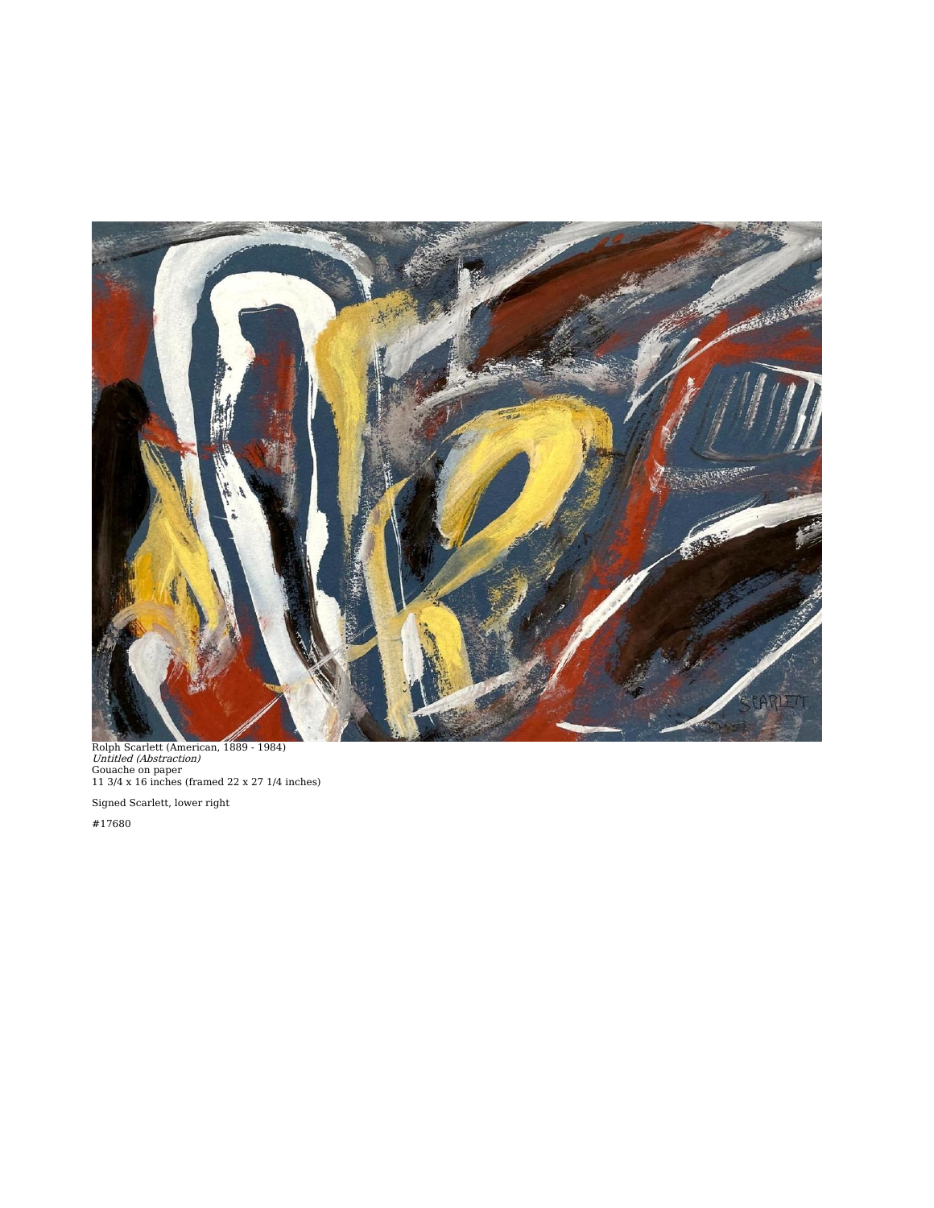Rolph Scarlett (American, 1889 - 1984)
*Untitled (Abstraction)*
Gouache on paper
11 3/4 x 16 inches (framed 22 x 27 1/4 inches)

Signed Scarlett, lower right

#17680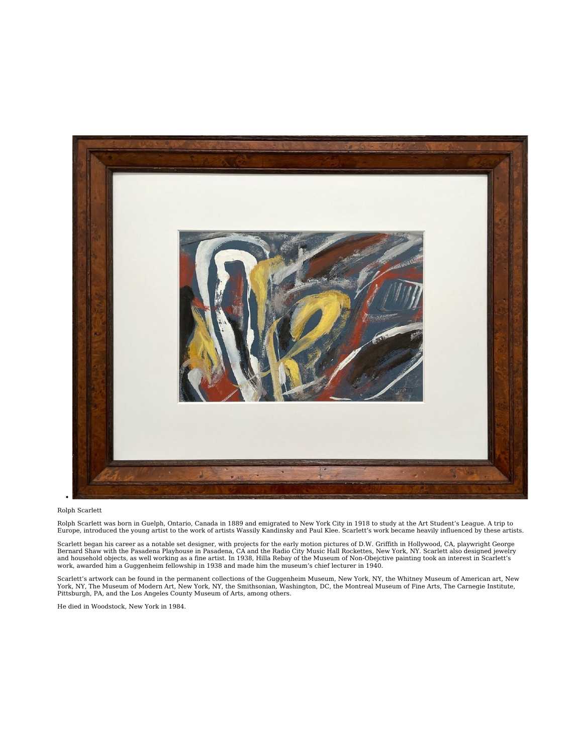Rolph Scarlett

Rolph Scarlett was born in Guelph, Ontario, Canada in 1889 and emigrated to New York City in 1918 to study at the Art Student's League. A trip to Europe, introduced the young artist to the work of artists Wassily Kandinsky and Paul Klee. Scarlett's work became heavily influenced by these artists.

Scarlett began his career as a notable set designer, with projects for the early motion pictures of D.W. Griffith in Hollywood, CA, playwright George Bernard Shaw with the Pasadena Playhouse in Pasadena, CA and the Radio City Music Hall Rockettes, New York, NY. Scarlett also designed jewelry and household objects, as well working as a fine artist. In 1938, Hilla Rebay of the Museum of Non-Obejctive painting took an interest in Scarlett's work, awarded him a Guggenheim fellowship in 1938 and made him the museum's chief lecturer in 1940.

Scarlett's artwork can be found in the permanent collections of the Guggenheim Museum, New York, NY, the Whitney Museum of American art, New York, NY, The Museum of Modern Art, New York, NY, the Smithsonian, Washington, DC, the Montreal Museum of Fine Arts, The Carnegie Institute, Pittsburgh, PA, and the Los Angeles County Museum of Arts, among others.

He died in Woodstock, New York in 1984.